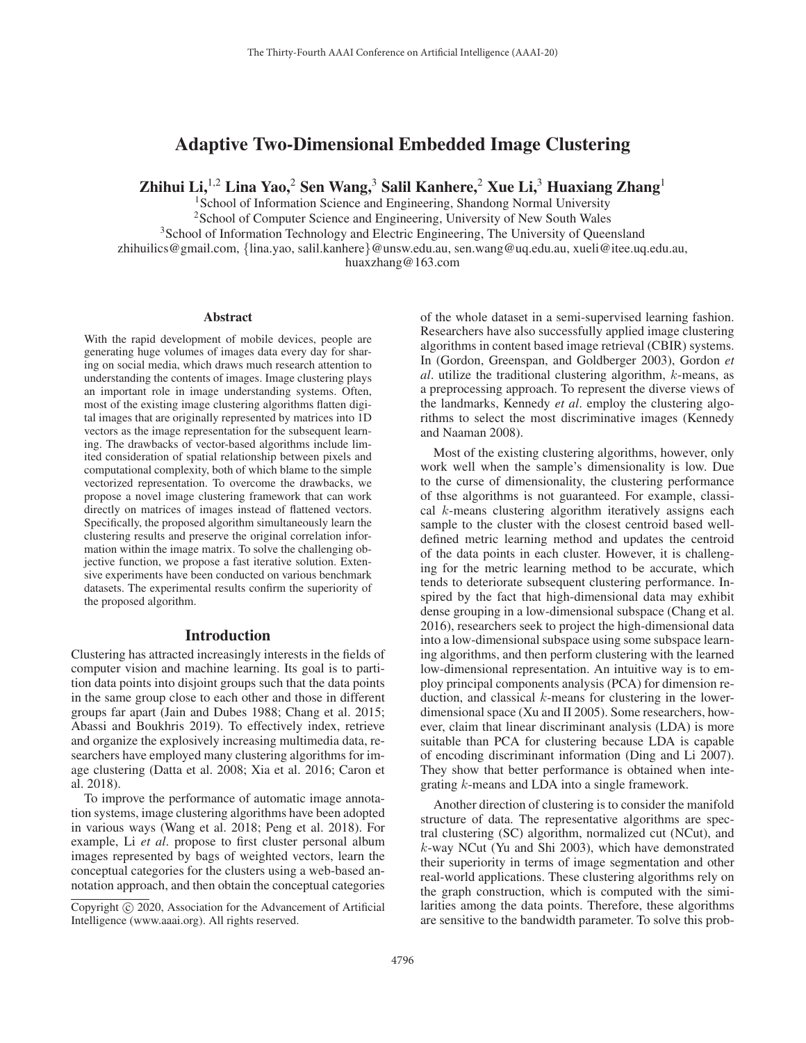# Adaptive Two-Dimensional Embedded Image Clustering

**Zhihui Li,[1,2] Lina Yao,[2] Sen Wang,[3] Salil Kanhere,[2] Xue Li,[3] Huaxiang Zhang[1]**

[1]School of Information Science and Engineering, Shandong Normal University
[2]School of Computer Science and Engineering, University of New South Wales
[3]School of Information Technology and Electric Engineering, The University of Queensland
zhihuilics@gmail.com, {lina.yao, salil.kanhere}@unsw.edu.au, sen.wang@uq.edu.au, xueli@itee.uq.edu.au, huaxzhang@163.com

## Abstract

With the rapid development of mobile devices, people are generating huge volumes of images data every day for sharing on social media, which draws much research attention to understanding the contents of images. Image clustering plays an important role in image understanding systems. Often, most of the existing image clustering algorithms flatten digital images that are originally represented by matrices into 1D vectors as the image representation for the subsequent learning. The drawbacks of vector-based algorithms include limited consideration of spatial relationship between pixels and computational complexity, both of which blame to the simple vectorized representation. To overcome the drawbacks, we propose a novel image clustering framework that can work directly on matrices of images instead of flattened vectors. Specifically, the proposed algorithm simultaneously learn the clustering results and preserve the original correlation information within the image matrix. To solve the challenging objective function, we propose a fast iterative solution. Extensive experiments have been conducted on various benchmark datasets. The experimental results confirm the superiority of the proposed algorithm.

## Introduction

Clustering has attracted increasingly interests in the fields of computer vision and machine learning. Its goal is to partition data points into disjoint groups such that the data points in the same group close to each other and those in different groups far apart (Jain and Dubes 1988; Chang et al. 2015; Abassi and Boukhris 2019). To effectively index, retrieve and organize the explosively increasing multimedia data, researchers have employed many clustering algorithms for image clustering (Datta et al. 2008; Xia et al. 2016; Caron et al. 2018).

To improve the performance of automatic image annotation systems, image clustering algorithms have been adopted in various ways (Wang et al. 2018; Peng et al. 2018). For example, Li *et al*. propose to first cluster personal album images represented by bags of weighted vectors, learn the conceptual categories for the clusters using a web-based annotation approach, and then obtain the conceptual categories of the whole dataset in a semi-supervised learning fashion. Researchers have also successfully applied image clustering algorithms in content based image retrieval (CBIR) systems. In (Gordon, Greenspan, and Goldberger 2003), Gordon *et al*. utilize the traditional clustering algorithm, $k$-means, as a preprocessing approach. To represent the diverse views of the landmarks, Kennedy *et al*. employ the clustering algorithms to select the most discriminative images (Kennedy and Naaman 2008).

Most of the existing clustering algorithms, however, only work well when the sample's dimensionality is low. Due to the curse of dimensionality, the clustering performance of thse algorithms is not guaranteed. For example, classical $k$-means clustering algorithm iteratively assigns each sample to the cluster with the closest centroid based well-defined metric learning method and updates the centroid of the data points in each cluster. However, it is challenging for the metric learning method to be accurate, which tends to deteriorate subsequent clustering performance. Inspired by the fact that high-dimensional data may exhibit dense grouping in a low-dimensional subspace (Chang et al. 2016), researchers seek to project the high-dimensional data into a low-dimensional subspace using some subspace learning algorithms, and then perform clustering with the learned low-dimensional representation. An intuitive way is to employ principal components analysis (PCA) for dimension reduction, and classical $k$-means for clustering in the lower-dimensional space (Xu and II 2005). Some researchers, however, claim that linear discriminant analysis (LDA) is more suitable than PCA for clustering because LDA is capable of encoding discriminant information (Ding and Li 2007). They show that better performance is obtained when integrating $k$-means and LDA into a single framework.

Another direction of clustering is to consider the manifold structure of data. The representative algorithms are spectral clustering (SC) algorithm, normalized cut (NCut), and $k$-way NCut (Yu and Shi 2003), which have demonstrated their superiority in terms of image segmentation and other real-world applications. These clustering algorithms rely on the graph construction, which is computed with the similarities among the data points. Therefore, these algorithms are sensitive to the bandwidth parameter. To solve this prob-

Copyright © 2020, Association for the Advancement of Artificial Intelligence (www.aaai.org). All rights reserved.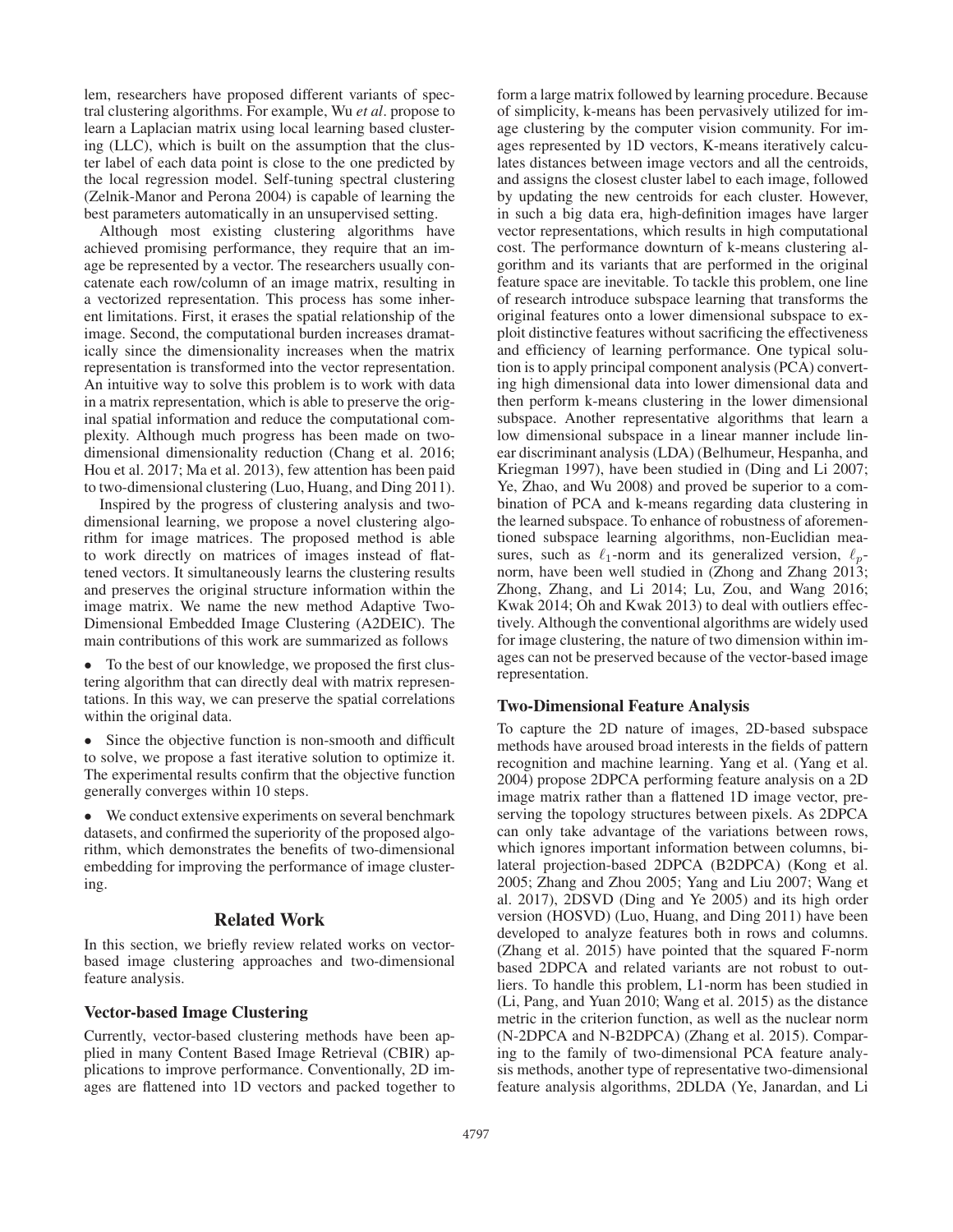lem, researchers have proposed different variants of spectral clustering algorithms. For example, Wu *et al*. propose to learn a Laplacian matrix using local learning based clustering (LLC), which is built on the assumption that the cluster label of each data point is close to the one predicted by the local regression model. Self-tuning spectral clustering (Zelnik-Manor and Perona 2004) is capable of learning the best parameters automatically in an unsupervised setting.

Although most existing clustering algorithms have achieved promising performance, they require that an image be represented by a vector. The researchers usually concatenate each row/column of an image matrix, resulting in a vectorized representation. This process has some inherent limitations. First, it erases the spatial relationship of the image. Second, the computational burden increases dramatically since the dimensionality increases when the matrix representation is transformed into the vector representation. An intuitive way to solve this problem is to work with data in a matrix representation, which is able to preserve the original spatial information and reduce the computational complexity. Although much progress has been made on two-dimensional dimensionality reduction (Chang et al. 2016; Hou et al. 2017; Ma et al. 2013), few attention has been paid to two-dimensional clustering (Luo, Huang, and Ding 2011).

Inspired by the progress of clustering analysis and two-dimensional learning, we propose a novel clustering algorithm for image matrices. The proposed method is able to work directly on matrices of images instead of flattened vectors. It simultaneously learns the clustering results and preserves the original structure information within the image matrix. We name the new method Adaptive Two-Dimensional Embedded Image Clustering (A2DEIC). The main contributions of this work are summarized as follows

- To the best of our knowledge, we proposed the first clustering algorithm that can directly deal with matrix representations. In this way, we can preserve the spatial correlations within the original data.
- Since the objective function is non-smooth and difficult to solve, we propose a fast iterative solution to optimize it. The experimental results confirm that the objective function generally converges within 10 steps.
- We conduct extensive experiments on several benchmark datasets, and confirmed the superiority of the proposed algorithm, which demonstrates the benefits of two-dimensional embedding for improving the performance of image clustering.

## Related Work

In this section, we briefly review related works on vector-based image clustering approaches and two-dimensional feature analysis.

### Vector-based Image Clustering

Currently, vector-based clustering methods have been applied in many Content Based Image Retrieval (CBIR) applications to improve performance. Conventionally, 2D images are flattened into 1D vectors and packed together to form a large matrix followed by learning procedure. Because of simplicity, k-means has been pervasively utilized for image clustering by the computer vision community. For images represented by 1D vectors, K-means iteratively calculates distances between image vectors and all the centroids, and assigns the closest cluster label to each image, followed by updating the new centroids for each cluster. However, in such a big data era, high-definition images have larger vector representations, which results in high computational cost. The performance downturn of k-means clustering algorithm and its variants that are performed in the original feature space are inevitable. To tackle this problem, one line of research introduce subspace learning that transforms the original features onto a lower dimensional subspace to exploit distinctive features without sacrificing the effectiveness and efficiency of learning performance. One typical solution is to apply principal component analysis (PCA) converting high dimensional data into lower dimensional data and then perform k-means clustering in the lower dimensional subspace. Another representative algorithms that learn a low dimensional subspace in a linear manner include linear discriminant analysis (LDA) (Belhumeur, Hespanha, and Kriegman 1997), have been studied in (Ding and Li 2007; Ye, Zhao, and Wu 2008) and proved be superior to a combination of PCA and k-means regarding data clustering in the learned subspace. To enhance of robustness of aforementioned subspace learning algorithms, non-Euclidian measures, such as $\ell_1$-norm and its generalized version, $\ell_p$-norm, have been well studied in (Zhong and Zhang 2013; Zhong, Zhang, and Li 2014; Lu, Zou, and Wang 2016; Kwak 2014; Oh and Kwak 2013) to deal with outliers effectively. Although the conventional algorithms are widely used for image clustering, the nature of two dimension within images can not be preserved because of the vector-based image representation.

### Two-Dimensional Feature Analysis

To capture the 2D nature of images, 2D-based subspace methods have aroused broad interests in the fields of pattern recognition and machine learning. Yang et al. (Yang et al. 2004) propose 2DPCA performing feature analysis on a 2D image matrix rather than a flattened 1D image vector, preserving the topology structures between pixels. As 2DPCA can only take advantage of the variations between rows, which ignores important information between columns, bilateral projection-based 2DPCA (B2DPCA) (Kong et al. 2005; Zhang and Zhou 2005; Yang and Liu 2007; Wang et al. 2017), 2DSVD (Ding and Ye 2005) and its high order version (HOSVD) (Luo, Huang, and Ding 2011) have been developed to analyze features both in rows and columns. (Zhang et al. 2015) have pointed that the squared F-norm based 2DPCA and related variants are not robust to outliers. To handle this problem, L1-norm has been studied in (Li, Pang, and Yuan 2010; Wang et al. 2015) as the distance metric in the criterion function, as well as the nuclear norm (N-2DPCA and N-B2DPCA) (Zhang et al. 2015). Comparing to the family of two-dimensional PCA feature analysis methods, another type of representative two-dimensional feature analysis algorithms, 2DLDA (Ye, Janardan, and Li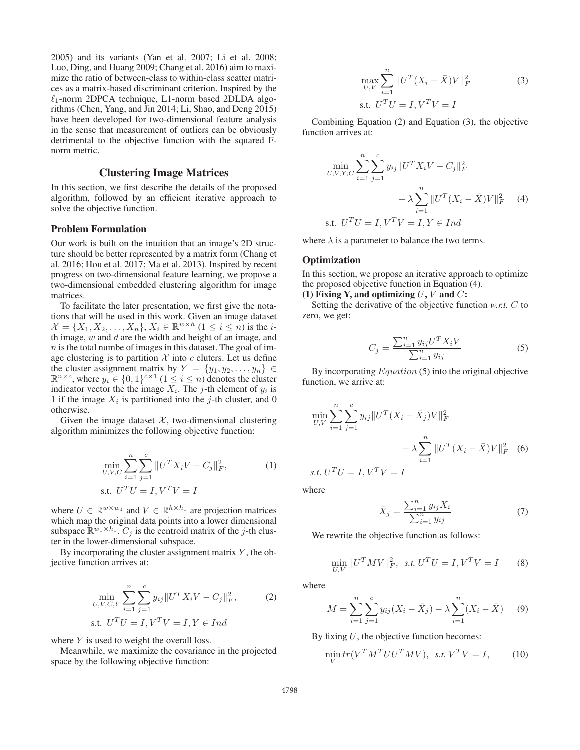2005) and its variants (Yan et al. 2007; Li et al. 2008; Luo, Ding, and Huang 2009; Chang et al. 2016) aim to maximize the ratio of between-class to within-class scatter matrices as a matrix-based discriminant criterion. Inspired by the $\ell_1$-norm 2DPCA technique, L1-norm based 2DLDA algorithms (Chen, Yang, and Jin 2014; Li, Shao, and Deng 2015) have been developed for two-dimensional feature analysis in the sense that measurement of outliers can be obviously detrimental to the objective function with the squared F-norm metric.

## Clustering Image Matrices

In this section, we first describe the details of the proposed algorithm, followed by an efficient iterative approach to solve the objective function.

### Problem Formulation

Our work is built on the intuition that an image's 2D structure should be better represented by a matrix form (Chang et al. 2016; Hou et al. 2017; Ma et al. 2013). Inspired by recent progress on two-dimensional feature learning, we propose a two-dimensional embedded clustering algorithm for image matrices.

To facilitate the later presentation, we first give the notations that will be used in this work. Given an image dataset $\mathcal{X} = \{X_1, X_2, \ldots, X_n\}$, $X_i \in \mathbb{R}^{w \times h}$ $(1 \leq i \leq n)$ is the $i$-th image, $w$ and $d$ are the width and height of an image, and $n$ is the total numbe of images in this dataset. The goal of image clustering is to partition $\mathcal{X}$ into $c$ cluters. Let us define the cluster assignment matrix by $Y = \{y_1, y_2, \ldots, y_n\} \in \mathbb{R}^{n \times c}$, where $y_i \in \{0,1\}^{c \times 1}$ $(1 \leq i \leq n)$ denotes the cluster indicator vector the the image $X_i$. The $j$-th element of $y_i$ is 1 if the image $X_i$ is partitioned into the $j$-th cluster, and 0 otherwise.

Given the image dataset $\mathcal{X}$, two-dimensional clustering algorithm minimizes the following objective function:

$$\min_{U,V,C} \sum_{i=1}^{n} \sum_{j=1}^{c} \|U^T X_i V - C_j\|_F^2, \quad \text{s.t. } U^T U = I, V^T V = I \tag{1}$$

where $U \in \mathbb{R}^{w \times w_1}$ and $V \in \mathbb{R}^{h \times h_1}$ are projection matrices which map the original data points into a lower dimensional subspace $\mathbb{R}^{w_1 \times h_1}$. $C_j$ is the centroid matrix of the $j$-th cluster in the lower-dimensional subspace.

By incorporating the cluster assignment matrix $Y$, the objective function arrives at:

$$\min_{U,V,C,Y} \sum_{i=1}^{n} \sum_{j=1}^{c} y_{ij} \|U^T X_i V - C_j\|_F^2, \quad \text{s.t. } U^T U = I, V^T V = I, Y \in Ind \tag{2}$$

where $Y$ is used to weight the overall loss.

Meanwhile, we maximize the covariance in the projected space by the following objective function:

$$\max_{U,V} \sum_{i=1}^{n} \|U^T (X_i - \bar{X}) V\|_F^2 \quad \text{s.t. } U^T U = I, V^T V = I \tag{3}$$

Combining Equation (2) and Equation (3), the objective function arrives at:

$$\min_{U,V,Y,C} \sum_{i=1}^{n} \sum_{j=1}^{c} y_{ij} \|U^T X_i V - C_j\|_F^2 - \lambda \sum_{i=1}^{n} \|U^T (X_i - \bar{X}) V\|_F^2 \quad \text{s.t. } U^T U = I, V^T V = I, Y \in Ind \tag{4}$$

where $\lambda$ is a parameter to balance the two terms.

### Optimization

In this section, we propose an iterative approach to optimize the proposed objective function in Equation (4).

**(1) Fixing Y, and optimizing $U$, $V$ and $C$:**

Setting the derivative of the objective function *w.r.t.* $C$ to zero, we get:

$$C_j = \frac{\sum_{i=1}^{n} y_{ij} U^T X_i V}{\sum_{i=1}^{n} y_{ij}} \tag{5}$$

By incorporating $Equation$ (5) into the original objective function, we arrive at:

$$\min_{U,V} \sum_{i=1}^{n} \sum_{j=1}^{c} y_{ij} \|U^T (X_i - \bar{X}_j) V\|_F^2 - \lambda \sum_{i=1}^{n} \|U^T (X_i - \bar{X}) V\|_F^2 \quad \textit{s.t. } U^T U = I, V^T V = I \tag{6}$$

where

$$\bar{X}_j = \frac{\sum_{i=1}^{n} y_{ij} X_i}{\sum_{i=1}^{n} y_{ij}} \tag{7}$$

We rewrite the objective function as follows:

$$\min_{U,V} \|U^T M V\|_F^2, \quad \textit{s.t. } U^T U = I, V^T V = I \tag{8}$$

where

$$M = \sum_{i=1}^{n} \sum_{j=1}^{c} y_{ij} (X_i - \bar{X}_j) - \lambda \sum_{i=1}^{n} (X_i - \bar{X}) \tag{9}$$

By fixing $U$, the objective function becomes:

$$\min_{V} tr(V^T M^T U U^T M V), \quad \textit{s.t. } V^T V = I, \tag{10}$$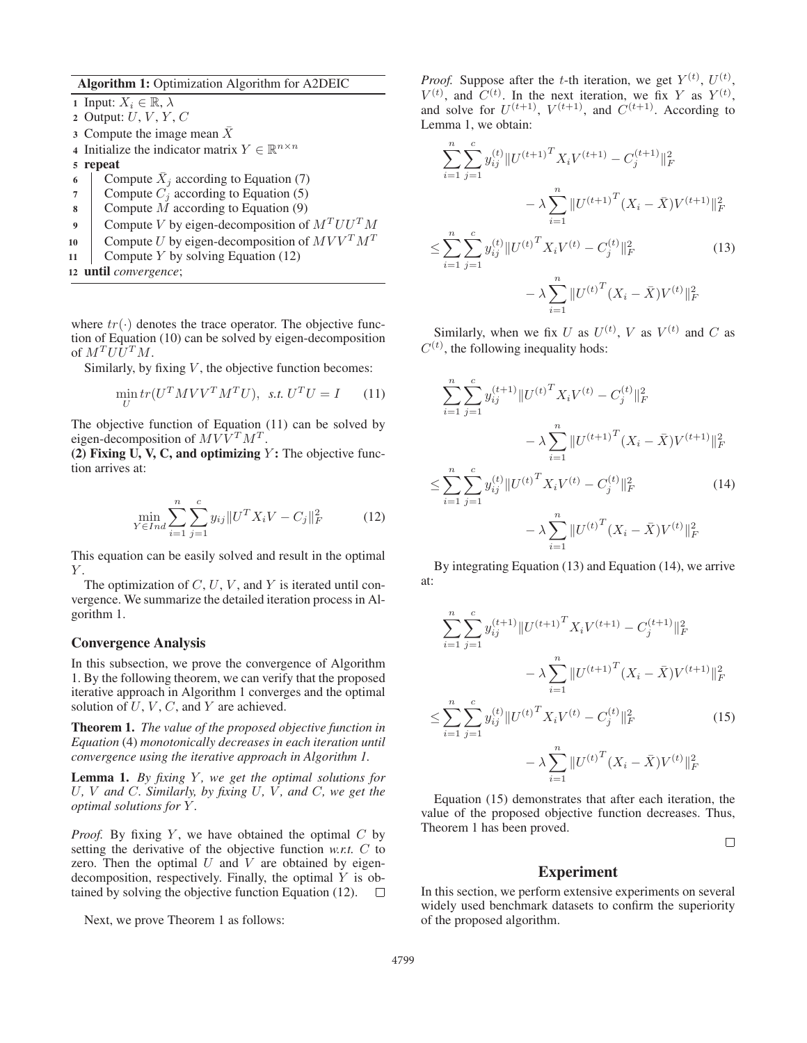**Algorithm 1:** Optimization Algorithm for A2DEIC

1. Input: $X_i \in \mathbb{R}$, $\lambda$
2. Output: $U, V, Y, C$
3. Compute the image mean $\bar{X}$
4. Initialize the indicator matrix $Y \in \mathbb{R}^{n \times n}$
5. **repeat**
6. Compute $\bar{X}_j$ according to Equation (7)
7. Compute $C_j$ according to Equation (5)
8. Compute $M$ according to Equation (9)
9. Compute $V$ by eigen-decomposition of $M^T U U^T M$
10. Compute $U$ by eigen-decomposition of $M V V^T M^T$
11. Compute $Y$ by solving Equation (12)
12. **until** *convergence*;

where $tr(\cdot)$ denotes the trace operator. The objective function of Equation (10) can be solved by eigen-decomposition of $M^T U U^T M$.

Similarly, by fixing $V$, the objective function becomes:

$$\min_U tr(U^T M V V^T M^T U), \ \ s.t. \ U^T U = I \qquad (11)$$

The objective function of Equation (11) can be solved by eigen-decomposition of $M V V^T M^T$.

**(2) Fixing U, V, C, and optimizing $Y$:** The objective function arrives at:

$$\min_{Y \in Ind} \sum_{i=1}^{n} \sum_{j=1}^{c} y_{ij} \| U^T X_i V - C_j \|_F^2 \qquad (12)$$

This equation can be easily solved and result in the optimal $Y$.

The optimization of $C$, $U$, $V$, and $Y$ is iterated until convergence. We summarize the detailed iteration process in Algorithm 1.

### Convergence Analysis

In this subsection, we prove the convergence of Algorithm 1. By the following theorem, we can verify that the proposed iterative approach in Algorithm 1 converges and the optimal solution of $U$, $V$, $C$, and $Y$ are achieved.

**Theorem 1.** *The value of the proposed objective function in Equation* (4) *monotonically decreases in each iteration until convergence using the iterative approach in Algorithm 1.*

**Lemma 1.** *By fixing $Y$, we get the optimal solutions for $U$, $V$ and $C$. Similarly, by fixing $U$, $V$, and $C$, we get the optimal solutions for $Y$.*

*Proof.* By fixing $Y$, we have obtained the optimal $C$ by setting the derivative of the objective function *w.r.t.* $C$ to zero. Then the optimal $U$ and $V$ are obtained by eigen-decomposition, respectively. Finally, the optimal $Y$ is obtained by solving the objective function Equation (12). □

Next, we prove Theorem 1 as follows:

*Proof.* Suppose after the $t$-th iteration, we get $Y^{(t)}$, $U^{(t)}$, $V^{(t)}$, and $C^{(t)}$. In the next iteration, we fix $Y$ as $Y^{(t)}$, and solve for $U^{(t+1)}$, $V^{(t+1)}$, and $C^{(t+1)}$. According to Lemma 1, we obtain:

$$\begin{aligned}
&\sum_{i=1}^{n} \sum_{j=1}^{c} y_{ij}^{(t)} \| {U^{(t+1)}}^T X_i V^{(t+1)} - C_j^{(t+1)} \|_F^2 \\
&\qquad - \lambda \sum_{i=1}^{n} \| {U^{(t+1)}}^T (X_i - \bar{X}) V^{(t+1)} \|_F^2 \\
\leq &\sum_{i=1}^{n} \sum_{j=1}^{c} y_{ij}^{(t)} \| {U^{(t)}}^T X_i V^{(t)} - C_j^{(t)} \|_F^2 \\
&\qquad - \lambda \sum_{i=1}^{n} \| {U^{(t)}}^T (X_i - \bar{X}) V^{(t)} \|_F^2
\end{aligned} \qquad (13)$$

Similarly, when we fix $U$ as $U^{(t)}$, $V$ as $V^{(t)}$ and $C$ as $C^{(t)}$, the following inequality hods:

$$\begin{aligned}
&\sum_{i=1}^{n} \sum_{j=1}^{c} y_{ij}^{(t+1)} \| {U^{(t)}}^T X_i V^{(t)} - C_j^{(t)} \|_F^2 \\
&\qquad - \lambda \sum_{i=1}^{n} \| {U^{(t+1)}}^T (X_i - \bar{X}) V^{(t+1)} \|_F^2 \\
\leq &\sum_{i=1}^{n} \sum_{j=1}^{c} y_{ij}^{(t)} \| {U^{(t)}}^T X_i V^{(t)} - C_j^{(t)} \|_F^2 \\
&\qquad - \lambda \sum_{i=1}^{n} \| {U^{(t)}}^T (X_i - \bar{X}) V^{(t)} \|_F^2
\end{aligned} \qquad (14)$$

By integrating Equation (13) and Equation (14), we arrive at:

$$\begin{aligned}
&\sum_{i=1}^{n} \sum_{j=1}^{c} y_{ij}^{(t+1)} \| {U^{(t+1)}}^T X_i V^{(t+1)} - C_j^{(t+1)} \|_F^2 \\
&\qquad - \lambda \sum_{i=1}^{n} \| {U^{(t+1)}}^T (X_i - \bar{X}) V^{(t+1)} \|_F^2 \\
\leq &\sum_{i=1}^{n} \sum_{j=1}^{c} y_{ij}^{(t)} \| {U^{(t)}}^T X_i V^{(t)} - C_j^{(t)} \|_F^2 \\
&\qquad - \lambda \sum_{i=1}^{n} \| {U^{(t)}}^T (X_i - \bar{X}) V^{(t)} \|_F^2
\end{aligned} \qquad (15)$$

Equation (15) demonstrates that after each iteration, the value of the proposed objective function decreases. Thus, Theorem 1 has been proved. □

## Experiment

In this section, we perform extensive experiments on several widely used benchmark datasets to confirm the superiority of the proposed algorithm.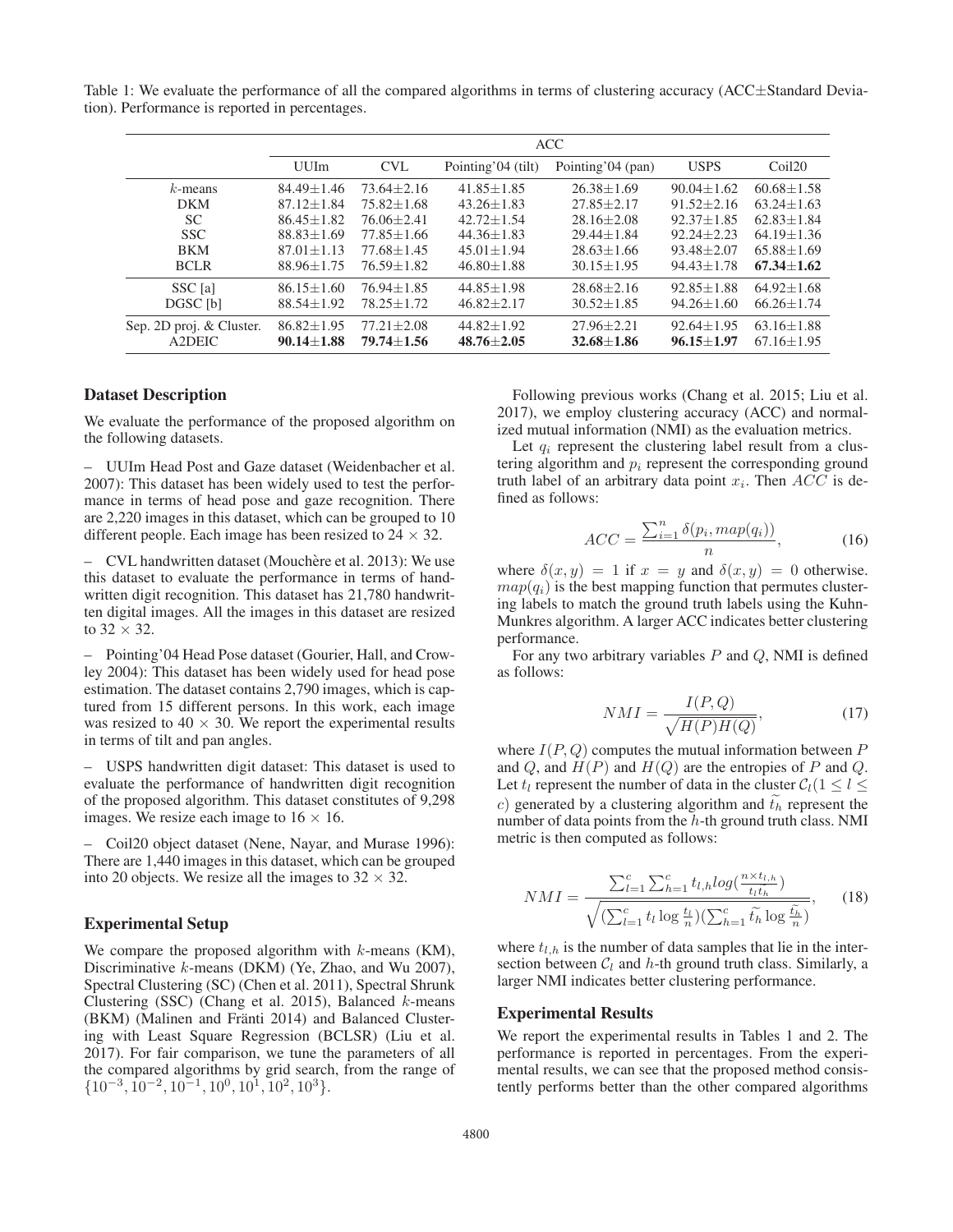Table 1: We evaluate the performance of all the compared algorithms in terms of clustering accuracy (ACC±Standard Deviation). Performance is reported in percentages.

| | ACC | | | | | |
|---|---|---|---|---|---|---|
| | UUIm | CVL | Pointing'04 (tilt) | Pointing'04 (pan) | USPS | Coil20 |
| $k$-means | 84.49±1.46 | 73.64±2.16 | 41.85±1.85 | 26.38±1.69 | 90.04±1.62 | 60.68±1.58 |
| DKM | 87.12±1.84 | 75.82±1.68 | 43.26±1.83 | 27.85±2.17 | 91.52±2.16 | 63.24±1.63 |
| SC | 86.45±1.82 | 76.06±2.41 | 42.72±1.54 | 28.16±2.08 | 92.37±1.85 | 62.83±1.84 |
| SSC | 88.83±1.69 | 77.85±1.66 | 44.36±1.83 | 29.44±1.84 | 92.24±2.23 | 64.19±1.36 |
| BKM | 87.01±1.13 | 77.68±1.45 | 45.01±1.94 | 28.63±1.66 | 93.48±2.07 | 65.88±1.69 |
| BCLR | 88.96±1.75 | 76.59±1.82 | 46.80±1.88 | 30.15±1.95 | 94.43±1.78 | **67.34±1.62** |
| SSC [a] | 86.15±1.60 | 76.94±1.85 | 44.85±1.98 | 28.68±2.16 | 92.85±1.88 | 64.92±1.68 |
| DGSC [b] | 88.54±1.92 | 78.25±1.72 | 46.82±2.17 | 30.52±1.85 | 94.26±1.60 | 66.26±1.74 |
| Sep. 2D proj. & Cluster. | 86.82±1.95 | 77.21±2.08 | 44.82±1.92 | 27.96±2.21 | 92.64±1.95 | 63.16±1.88 |
| A2DEIC | **90.14±1.88** | **79.74±1.56** | **48.76±2.05** | **32.68±1.86** | **96.15±1.97** | 67.16±1.95 |

### Dataset Description

We evaluate the performance of the proposed algorithm on the following datasets.

– UUIm Head Post and Gaze dataset (Weidenbacher et al. 2007): This dataset has been widely used to test the performance in terms of head pose and gaze recognition. There are 2,220 images in this dataset, which can be grouped to 10 different people. Each image has been resized to $24 \times 32$.

– CVL handwritten dataset (Mouchère et al. 2013): We use this dataset to evaluate the performance in terms of handwritten digit recognition. This dataset has 21,780 handwritten digital images. All the images in this dataset are resized to $32 \times 32$.

– Pointing'04 Head Pose dataset (Gourier, Hall, and Crowley 2004): This dataset has been widely used for head pose estimation. The dataset contains 2,790 images, which is captured from 15 different persons. In this work, each image was resized to $40 \times 30$. We report the experimental results in terms of tilt and pan angles.

– USPS handwritten digit dataset: This dataset is used to evaluate the performance of handwritten digit recognition of the proposed algorithm. This dataset constitutes of 9,298 images. We resize each image to $16 \times 16$.

– Coil20 object dataset (Nene, Nayar, and Murase 1996): There are 1,440 images in this dataset, which can be grouped into 20 objects. We resize all the images to $32 \times 32$.

### Experimental Setup

We compare the proposed algorithm with $k$-means (KM), Discriminative $k$-means (DKM) (Ye, Zhao, and Wu 2007), Spectral Clustering (SC) (Chen et al. 2011), Spectral Shrunk Clustering (SSC) (Chang et al. 2015), Balanced $k$-means (BKM) (Malinen and Fränti 2014) and Balanced Clustering with Least Square Regression (BCLSR) (Liu et al. 2017). For fair comparison, we tune the parameters of all the compared algorithms by grid search, from the range of $\{10^{-3}, 10^{-2}, 10^{-1}, 10^{0}, 10^{1}, 10^{2}, 10^{3}\}$.

Following previous works (Chang et al. 2015; Liu et al. 2017), we employ clustering accuracy (ACC) and normalized mutual information (NMI) as the evaluation metrics.

Let $q_i$ represent the clustering label result from a clustering algorithm and $p_i$ represent the corresponding ground truth label of an arbitrary data point $x_i$. Then $ACC$ is defined as follows:

$$ACC = \frac{\sum_{i=1}^{n} \delta(p_i, map(q_i))}{n}, \tag{16}$$

where $\delta(x, y) = 1$ if $x = y$ and $\delta(x, y) = 0$ otherwise. $map(q_i)$ is the best mapping function that permutes clustering labels to match the ground truth labels using the Kuhn-Munkres algorithm. A larger ACC indicates better clustering performance.

For any two arbitrary variables $P$ and $Q$, NMI is defined as follows:

$$NMI = \frac{I(P, Q)}{\sqrt{H(P)H(Q)}}, \tag{17}$$

where $I(P, Q)$ computes the mutual information between $P$ and $Q$, and $H(P)$ and $H(Q)$ are the entropies of $P$ and $Q$. Let $t_l$ represent the number of data in the cluster $\mathcal{C}_l (1 \leq l \leq c)$ generated by a clustering algorithm and $\widetilde{t_h}$ represent the number of data points from the $h$-th ground truth class. NMI metric is then computed as follows:

$$NMI = \frac{\sum_{l=1}^{c} \sum_{h=1}^{c} t_{l,h} log(\frac{n \times t_{l,h}}{t_l \widetilde{t_h}})}{\sqrt{(\sum_{l=1}^{c} t_l \log \frac{t_l}{n})(\sum_{h=1}^{c} \widetilde{t_h} \log \frac{\widetilde{t_h}}{n})}}, \tag{18}$$

where $t_{l,h}$ is the number of data samples that lie in the intersection between $\mathcal{C}_l$ and $h$-th ground truth class. Similarly, a larger NMI indicates better clustering performance.

### Experimental Results

We report the experimental results in Tables 1 and 2. The performance is reported in percentages. From the experimental results, we can see that the proposed method consistently performs better than the other compared algorithms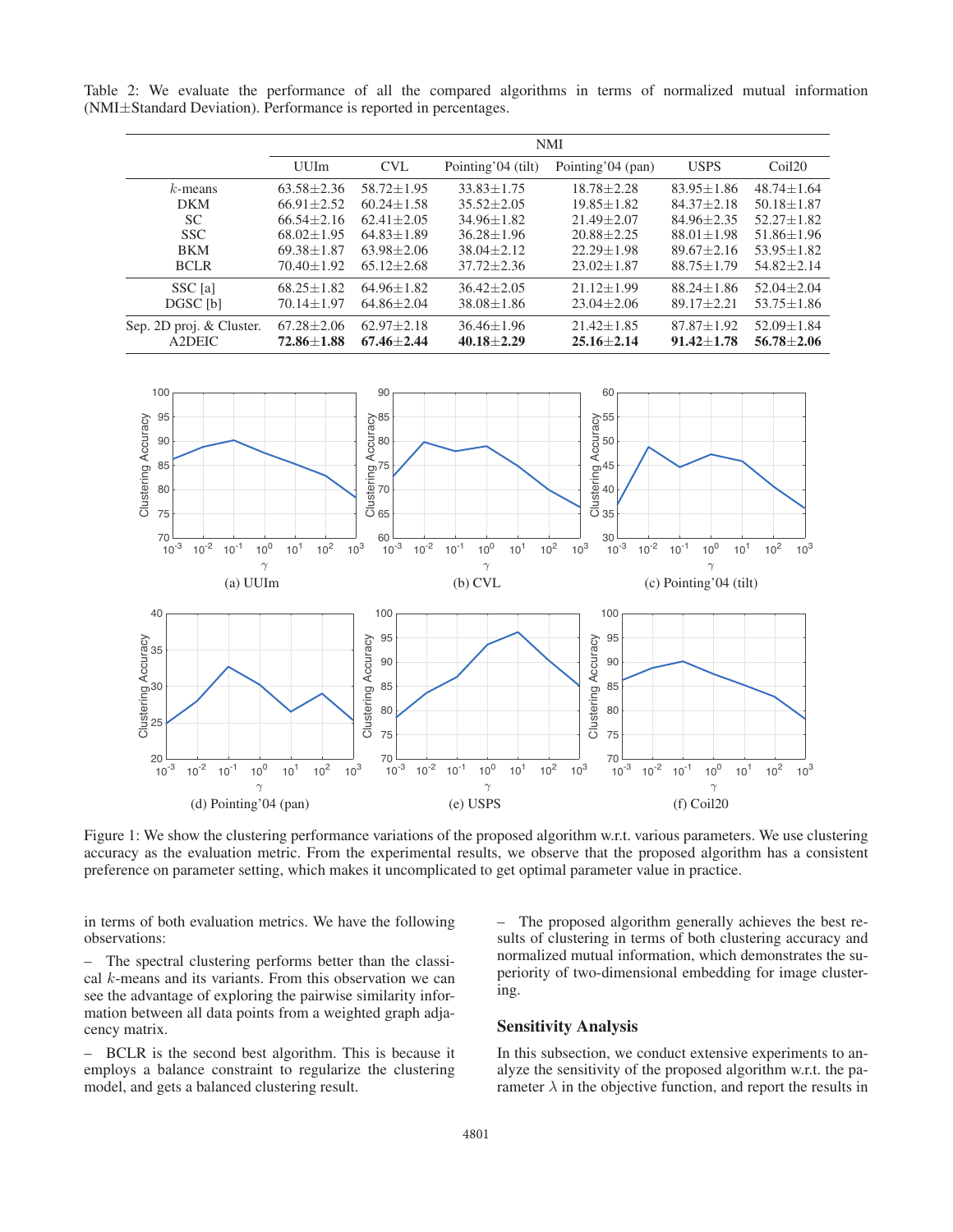Table 2: We evaluate the performance of all the compared algorithms in terms of normalized mutual information (NMI±Standard Deviation). Performance is reported in percentages.

| | NMI | | | | | |
|---|---|---|---|---|---|---|
| | UUIm | CVL | Pointing'04 (tilt) | Pointing'04 (pan) | USPS | Coil20 |
| $k$-means | 63.58±2.36 | 58.72±1.95 | 33.83±1.75 | 18.78±2.28 | 83.95±1.86 | 48.74±1.64 |
| DKM | 66.91±2.52 | 60.24±1.58 | 35.52±2.05 | 19.85±1.82 | 84.37±2.18 | 50.18±1.87 |
| SC | 66.54±2.16 | 62.41±2.05 | 34.96±1.82 | 21.49±2.07 | 84.96±2.35 | 52.27±1.82 |
| SSC | 68.02±1.95 | 64.83±1.89 | 36.28±1.96 | 20.88±2.25 | 88.01±1.98 | 51.86±1.96 |
| BKM | 69.38±1.87 | 63.98±2.06 | 38.04±2.12 | 22.29±1.98 | 89.67±2.16 | 53.95±1.82 |
| BCLR | 70.40±1.92 | 65.12±2.68 | 37.72±2.36 | 23.02±1.87 | 88.75±1.79 | 54.82±2.14 |
| SSC [a] | 68.25±1.82 | 64.96±1.82 | 36.42±2.05 | 21.12±1.99 | 88.24±1.86 | 52.04±2.04 |
| DGSC [b] | 70.14±1.97 | 64.86±2.04 | 38.08±1.86 | 23.04±2.06 | 89.17±2.21 | 53.75±1.86 |
| Sep. 2D proj. & Cluster. | 67.28±2.06 | 62.97±2.18 | 36.46±1.96 | 21.42±1.85 | 87.87±1.92 | 52.09±1.84 |
| A2DEIC | **72.86±1.88** | **67.46±2.44** | **40.18±2.29** | **25.16±2.14** | **91.42±1.78** | **56.78±2.06** |

(a) UUIm (b) CVL (c) Pointing'04 (tilt) (d) Pointing'04 (pan) (e) USPS (f) Coil20

Figure 1: We show the clustering performance variations of the proposed algorithm w.r.t. various parameters. We use clustering accuracy as the evaluation metric. From the experimental results, we observe that the proposed algorithm has a consistent preference on parameter setting, which makes it uncomplicated to get optimal parameter value in practice.

in terms of both evaluation metrics. We have the following observations:

– The spectral clustering performs better than the classical $k$-means and its variants. From this observation we can see the advantage of exploring the pairwise similarity information between all data points from a weighted graph adjacency matrix.

– BCLR is the second best algorithm. This is because it employs a balance constraint to regularize the clustering model, and gets a balanced clustering result.

– The proposed algorithm generally achieves the best results of clustering in terms of both clustering accuracy and normalized mutual information, which demonstrates the superiority of two-dimensional embedding for image clustering.

## Sensitivity Analysis

In this subsection, we conduct extensive experiments to analyze the sensitivity of the proposed algorithm w.r.t. the parameter $\lambda$ in the objective function, and report the results in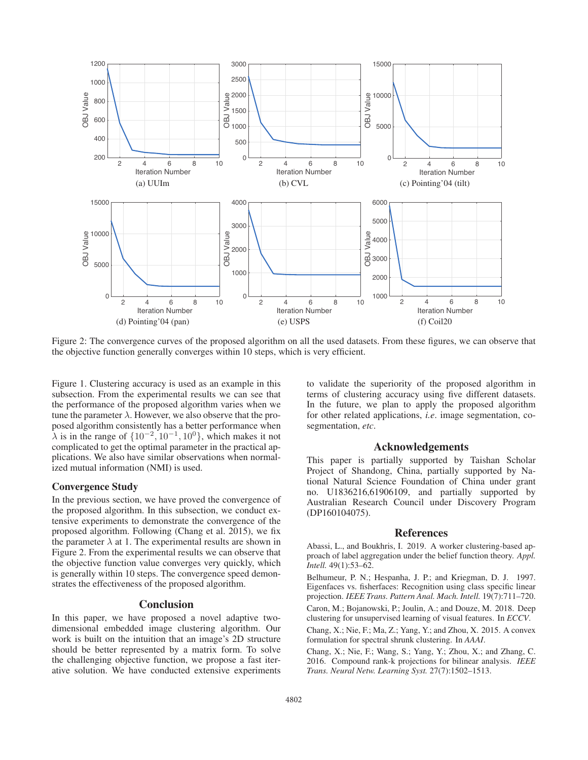Figure 2: The convergence curves of the proposed algorithm on all the used datasets. From these figures, we can observe that the objective function generally converges within 10 steps, which is very efficient.

(a) UUIm (b) CVL (c) Pointing'04 (tilt) (d) Pointing'04 (pan) (e) USPS (f) Coil20

Figure 1. Clustering accuracy is used as an example in this subsection. From the experimental results we can see that the performance of the proposed algorithm varies when we tune the parameter $\lambda$. However, we also observe that the proposed algorithm consistently has a better performance when $\lambda$ is in the range of $\{10^{-2}, 10^{-1}, 10^{0}\}$, which makes it not complicated to get the optimal parameter in the practical applications. We also have similar observations when normalized mutual information (NMI) is used.

### Convergence Study

In the previous section, we have proved the convergence of the proposed algorithm. In this subsection, we conduct extensive experiments to demonstrate the convergence of the proposed algorithm. Following (Chang et al. 2015), we fix the parameter $\lambda$ at 1. The experimental results are shown in Figure 2. From the experimental results we can observe that the objective function value converges very quickly, which is generally within 10 steps. The convergence speed demonstrates the effectiveness of the proposed algorithm.

## Conclusion

In this paper, we have proposed a novel adaptive two-dimensional embedded image clustering algorithm. Our work is built on the intuition that an image's 2D structure should be better represented by a matrix form. To solve the challenging objective function, we propose a fast iterative solution. We have conducted extensive experiments to validate the superiority of the proposed algorithm in terms of clustering accuracy using five different datasets. In the future, we plan to apply the proposed algorithm for other related applications, *i.e.* image segmentation, co-segmentation, *etc*.

## Acknowledgements

This paper is partially supported by Taishan Scholar Project of Shandong, China, partially supported by National Natural Science Foundation of China under grant no. U1836216,61906109, and partially supported by Australian Research Council under Discovery Program (DP160104075).

## References

Abassi, L., and Boukhris, I. 2019. A worker clustering-based approach of label aggregation under the belief function theory. *Appl. Intell.* 49(1):53–62.

Belhumeur, P. N.; Hespanha, J. P.; and Kriegman, D. J. 1997. Eigenfaces vs. fisherfaces: Recognition using class specific linear projection. *IEEE Trans. Pattern Anal. Mach. Intell.* 19(7):711–720.

Caron, M.; Bojanowski, P.; Joulin, A.; and Douze, M. 2018. Deep clustering for unsupervised learning of visual features. In *ECCV*.

Chang, X.; Nie, F.; Ma, Z.; Yang, Y.; and Zhou, X. 2015. A convex formulation for spectral shrunk clustering. In *AAAI*.

Chang, X.; Nie, F.; Wang, S.; Yang, Y.; Zhou, X.; and Zhang, C. 2016. Compound rank-k projections for bilinear analysis. *IEEE Trans. Neural Netw. Learning Syst.* 27(7):1502–1513.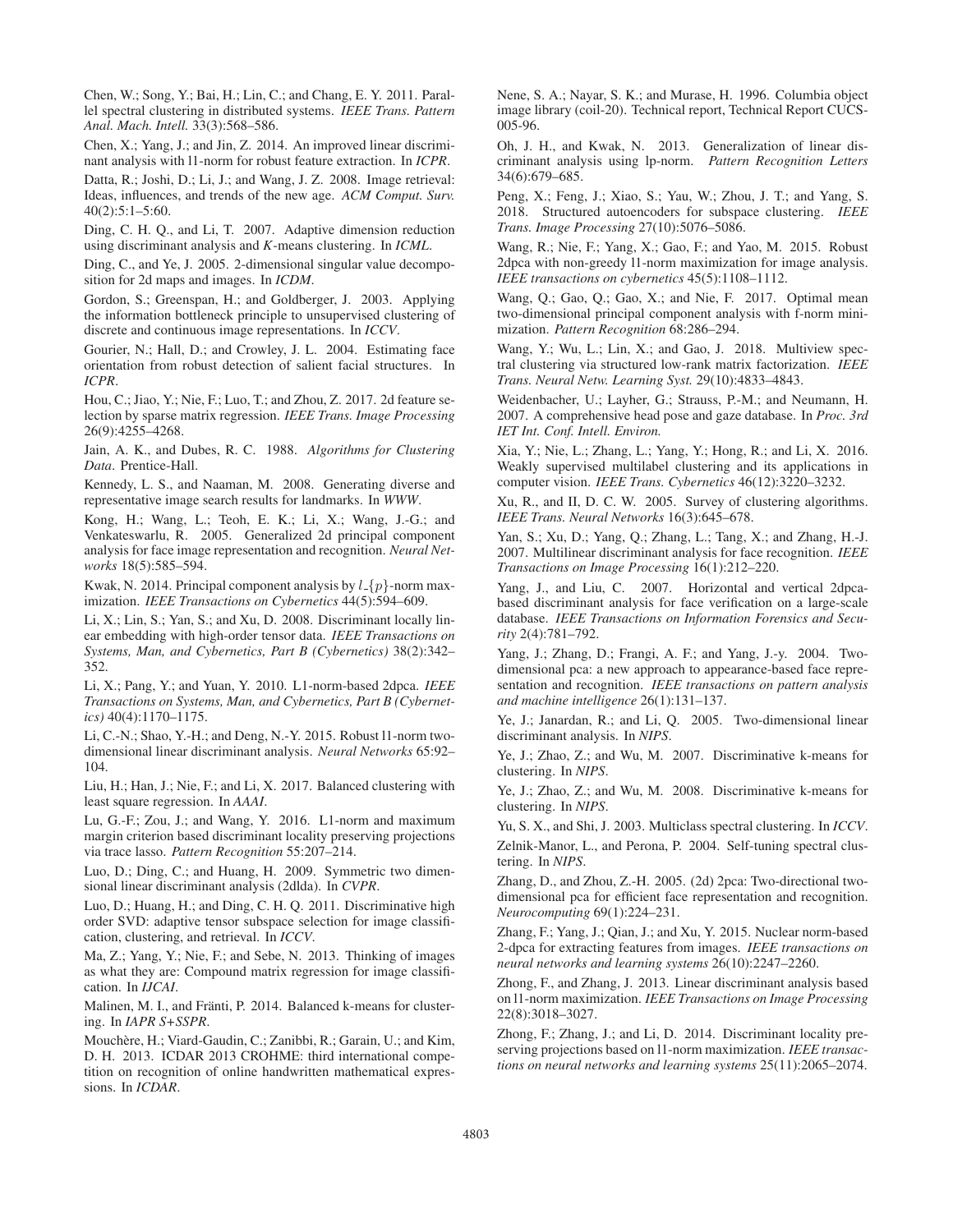Chen, W.; Song, Y.; Bai, H.; Lin, C.; and Chang, E. Y. 2011. Parallel spectral clustering in distributed systems. *IEEE Trans. Pattern Anal. Mach. Intell.* 33(3):568–586.

Chen, X.; Yang, J.; and Jin, Z. 2014. An improved linear discriminant analysis with l1-norm for robust feature extraction. In *ICPR*.

Datta, R.; Joshi, D.; Li, J.; and Wang, J. Z. 2008. Image retrieval: Ideas, influences, and trends of the new age. *ACM Comput. Surv.* 40(2):5:1–5:60.

Ding, C. H. Q., and Li, T. 2007. Adaptive dimension reduction using discriminant analysis and $K$-means clustering. In *ICML*.

Ding, C., and Ye, J. 2005. 2-dimensional singular value decomposition for 2d maps and images. In *ICDM*.

Gordon, S.; Greenspan, H.; and Goldberger, J. 2003. Applying the information bottleneck principle to unsupervised clustering of discrete and continuous image representations. In *ICCV*.

Gourier, N.; Hall, D.; and Crowley, J. L. 2004. Estimating face orientation from robust detection of salient facial structures. In *ICPR*.

Hou, C.; Jiao, Y.; Nie, F.; Luo, T.; and Zhou, Z. 2017. 2d feature selection by sparse matrix regression. *IEEE Trans. Image Processing* 26(9):4255–4268.

Jain, A. K., and Dubes, R. C. 1988. *Algorithms for Clustering Data*. Prentice-Hall.

Kennedy, L. S., and Naaman, M. 2008. Generating diverse and representative image search results for landmarks. In *WWW*.

Kong, H.; Wang, L.; Teoh, E. K.; Li, X.; Wang, J.-G.; and Venkateswarlu, R. 2005. Generalized 2d principal component analysis for face image representation and recognition. *Neural Networks* 18(5):585–594.

Kwak, N. 2014. Principal component analysis by $l\_\{p\}$-norm maximization. *IEEE Transactions on Cybernetics* 44(5):594–609.

Li, X.; Lin, S.; Yan, S.; and Xu, D. 2008. Discriminant locally linear embedding with high-order tensor data. *IEEE Transactions on Systems, Man, and Cybernetics, Part B (Cybernetics)* 38(2):342–352.

Li, X.; Pang, Y.; and Yuan, Y. 2010. L1-norm-based 2dpca. *IEEE Transactions on Systems, Man, and Cybernetics, Part B (Cybernetics)* 40(4):1170–1175.

Li, C.-N.; Shao, Y.-H.; and Deng, N.-Y. 2015. Robust l1-norm two-dimensional linear discriminant analysis. *Neural Networks* 65:92–104.

Liu, H.; Han, J.; Nie, F.; and Li, X. 2017. Balanced clustering with least square regression. In *AAAI*.

Lu, G.-F.; Zou, J.; and Wang, Y. 2016. L1-norm and maximum margin criterion based discriminant locality preserving projections via trace lasso. *Pattern Recognition* 55:207–214.

Luo, D.; Ding, C.; and Huang, H. 2009. Symmetric two dimensional linear discriminant analysis (2dlda). In *CVPR*.

Luo, D.; Huang, H.; and Ding, C. H. Q. 2011. Discriminative high order SVD: adaptive tensor subspace selection for image classification, clustering, and retrieval. In *ICCV*.

Ma, Z.; Yang, Y.; Nie, F.; and Sebe, N. 2013. Thinking of images as what they are: Compound matrix regression for image classification. In *IJCAI*.

Malinen, M. I., and Fränti, P. 2014. Balanced k-means for clustering. In *IAPR S+SSPR*.

Mouchère, H.; Viard-Gaudin, C.; Zanibbi, R.; Garain, U.; and Kim, D. H. 2013. ICDAR 2013 CROHME: third international competition on recognition of online handwritten mathematical expressions. In *ICDAR*.

Nene, S. A.; Nayar, S. K.; and Murase, H. 1996. Columbia object image library (coil-20). Technical report, Technical Report CUCS-005-96.

Oh, J. H., and Kwak, N. 2013. Generalization of linear discriminant analysis using lp-norm. *Pattern Recognition Letters* 34(6):679–685.

Peng, X.; Feng, J.; Xiao, S.; Yau, W.; Zhou, J. T.; and Yang, S. 2018. Structured autoencoders for subspace clustering. *IEEE Trans. Image Processing* 27(10):5076–5086.

Wang, R.; Nie, F.; Yang, X.; Gao, F.; and Yao, M. 2015. Robust 2dpca with non-greedy l1-norm maximization for image analysis. *IEEE transactions on cybernetics* 45(5):1108–1112.

Wang, Q.; Gao, Q.; Gao, X.; and Nie, F. 2017. Optimal mean two-dimensional principal component analysis with f-norm minimization. *Pattern Recognition* 68:286–294.

Wang, Y.; Wu, L.; Lin, X.; and Gao, J. 2018. Multiview spectral clustering via structured low-rank matrix factorization. *IEEE Trans. Neural Netw. Learning Syst.* 29(10):4833–4843.

Weidenbacher, U.; Layher, G.; Strauss, P.-M.; and Neumann, H. 2007. A comprehensive head pose and gaze database. In *Proc. 3rd IET Int. Conf. Intell. Environ.*

Xia, Y.; Nie, L.; Zhang, L.; Yang, Y.; Hong, R.; and Li, X. 2016. Weakly supervised multilabel clustering and its applications in computer vision. *IEEE Trans. Cybernetics* 46(12):3220–3232.

Xu, R., and II, D. C. W. 2005. Survey of clustering algorithms. *IEEE Trans. Neural Networks* 16(3):645–678.

Yan, S.; Xu, D.; Yang, Q.; Zhang, L.; Tang, X.; and Zhang, H.-J. 2007. Multilinear discriminant analysis for face recognition. *IEEE Transactions on Image Processing* 16(1):212–220.

Yang, J., and Liu, C. 2007. Horizontal and vertical 2dpca-based discriminant analysis for face verification on a large-scale database. *IEEE Transactions on Information Forensics and Security* 2(4):781–792.

Yang, J.; Zhang, D.; Frangi, A. F.; and Yang, J.-y. 2004. Two-dimensional pca: a new approach to appearance-based face representation and recognition. *IEEE transactions on pattern analysis and machine intelligence* 26(1):131–137.

Ye, J.; Janardan, R.; and Li, Q. 2005. Two-dimensional linear discriminant analysis. In *NIPS*.

Ye, J.; Zhao, Z.; and Wu, M. 2007. Discriminative k-means for clustering. In *NIPS*.

Ye, J.; Zhao, Z.; and Wu, M. 2008. Discriminative k-means for clustering. In *NIPS*.

Yu, S. X., and Shi, J. 2003. Multiclass spectral clustering. In *ICCV*.

Zelnik-Manor, L., and Perona, P. 2004. Self-tuning spectral clustering. In *NIPS*.

Zhang, D., and Zhou, Z.-H. 2005. (2d) 2pca: Two-directional two-dimensional pca for efficient face representation and recognition. *Neurocomputing* 69(1):224–231.

Zhang, F.; Yang, J.; Qian, J.; and Xu, Y. 2015. Nuclear norm-based 2-dpca for extracting features from images. *IEEE transactions on neural networks and learning systems* 26(10):2247–2260.

Zhong, F., and Zhang, J. 2013. Linear discriminant analysis based on l1-norm maximization. *IEEE Transactions on Image Processing* 22(8):3018–3027.

Zhong, F.; Zhang, J.; and Li, D. 2014. Discriminant locality preserving projections based on l1-norm maximization. *IEEE transactions on neural networks and learning systems* 25(11):2065–2074.